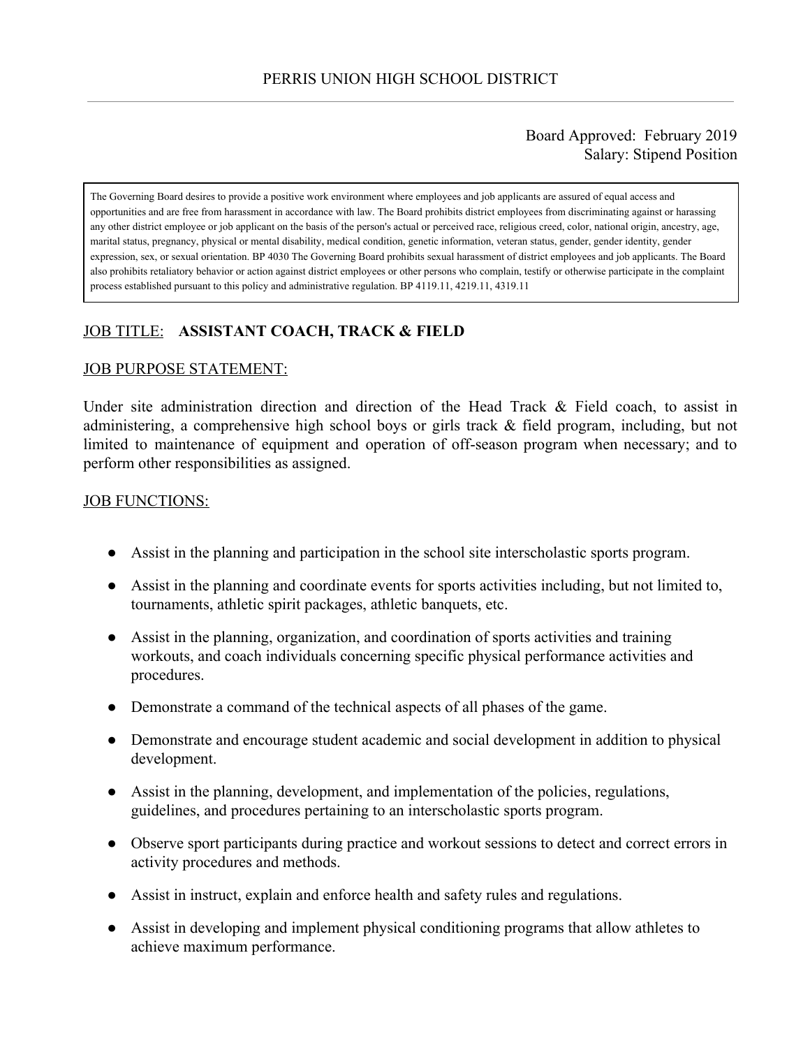PERRIS UNION HIGH SCHOOL DISTRICT

Board Approved: February 2019
Salary: Stipend Position

The Governing Board desires to provide a positive work environment where employees and job applicants are assured of equal access and opportunities and are free from harassment in accordance with law. The Board prohibits district employees from discriminating against or harassing any other district employee or job applicant on the basis of the person's actual or perceived race, religious creed, color, national origin, ancestry, age, marital status, pregnancy, physical or mental disability, medical condition, genetic information, veteran status, gender, gender identity, gender expression, sex, or sexual orientation. BP 4030 The Governing Board prohibits sexual harassment of district employees and job applicants. The Board also prohibits retaliatory behavior or action against district employees or other persons who complain, testify or otherwise participate in the complaint process established pursuant to this policy and administrative regulation. BP 4119.11, 4219.11, 4319.11

JOB TITLE: **ASSISTANT COACH, TRACK & FIELD**

JOB PURPOSE STATEMENT:

Under site administration direction and direction of the Head Track & Field coach, to assist in administering, a comprehensive high school boys or girls track & field program, including, but not limited to maintenance of equipment and operation of off-season program when necessary; and to perform other responsibilities as assigned.

JOB FUNCTIONS:

- Assist in the planning and participation in the school site interscholastic sports program.
- Assist in the planning and coordinate events for sports activities including, but not limited to, tournaments, athletic spirit packages, athletic banquets, etc.
- Assist in the planning, organization, and coordination of sports activities and training workouts, and coach individuals concerning specific physical performance activities and procedures.
- Demonstrate a command of the technical aspects of all phases of the game.
- Demonstrate and encourage student academic and social development in addition to physical development.
- Assist in the planning, development, and implementation of the policies, regulations, guidelines, and procedures pertaining to an interscholastic sports program.
- Observe sport participants during practice and workout sessions to detect and correct errors in activity procedures and methods.
- Assist in instruct, explain and enforce health and safety rules and regulations.
- Assist in developing and implement physical conditioning programs that allow athletes to achieve maximum performance.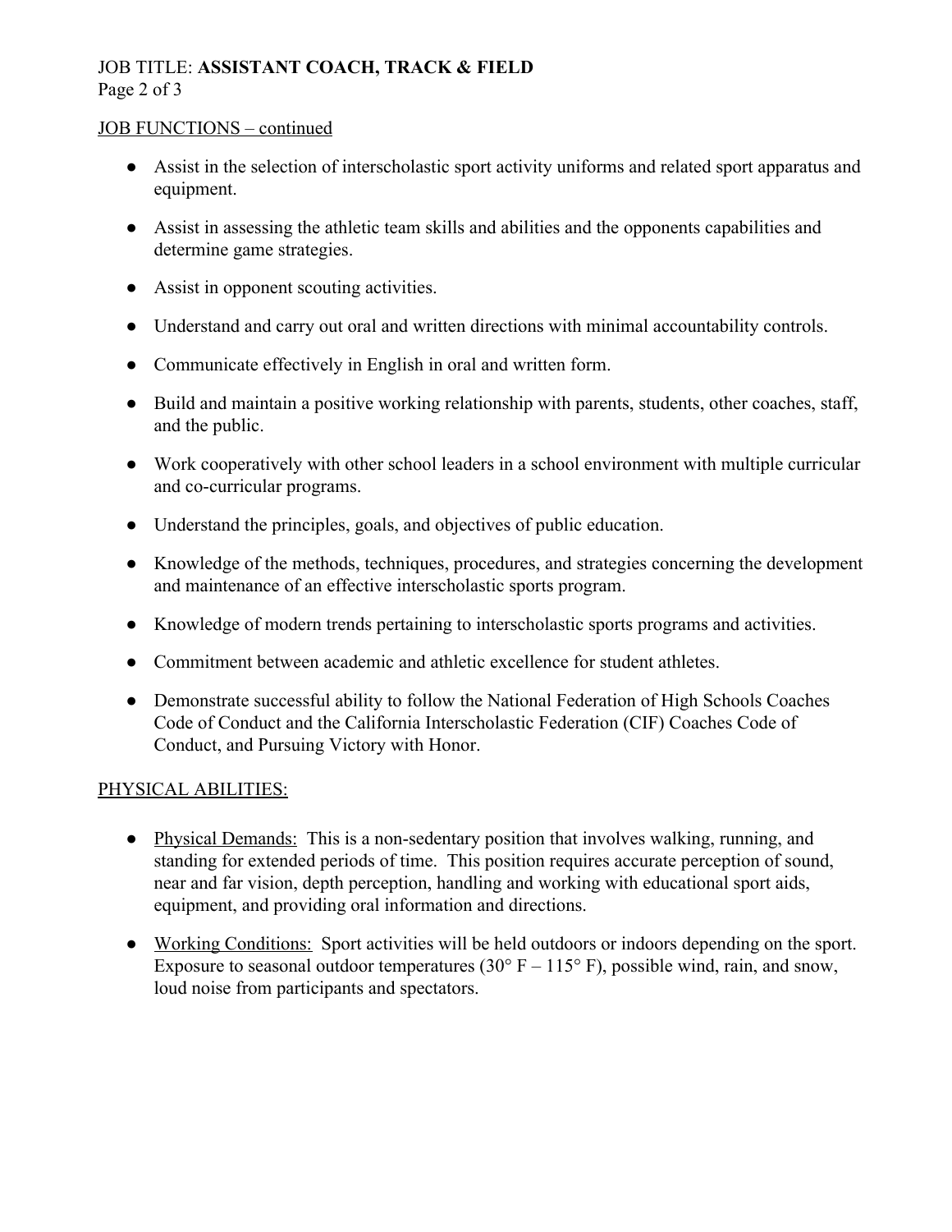JOB TITLE: **ASSISTANT COACH, TRACK & FIELD**

JOB FUNCTIONS – continued

- Assist in the selection of interscholastic sport activity uniforms and related sport apparatus and equipment.
- Assist in assessing the athletic team skills and abilities and the opponents capabilities and determine game strategies.
- Assist in opponent scouting activities.
- Understand and carry out oral and written directions with minimal accountability controls.
- Communicate effectively in English in oral and written form.
- Build and maintain a positive working relationship with parents, students, other coaches, staff, and the public.
- Work cooperatively with other school leaders in a school environment with multiple curricular and co-curricular programs.
- Understand the principles, goals, and objectives of public education.
- Knowledge of the methods, techniques, procedures, and strategies concerning the development and maintenance of an effective interscholastic sports program.
- Knowledge of modern trends pertaining to interscholastic sports programs and activities.
- Commitment between academic and athletic excellence for student athletes.
- Demonstrate successful ability to follow the National Federation of High Schools Coaches Code of Conduct and the California Interscholastic Federation (CIF) Coaches Code of Conduct, and Pursuing Victory with Honor.

PHYSICAL ABILITIES:

- Physical Demands: This is a non-sedentary position that involves walking, running, and standing for extended periods of time. This position requires accurate perception of sound, near and far vision, depth perception, handling and working with educational sport aids, equipment, and providing oral information and directions.
- Working Conditions: Sport activities will be held outdoors or indoors depending on the sport. Exposure to seasonal outdoor temperatures (30° F – 115° F), possible wind, rain, and snow, loud noise from participants and spectators.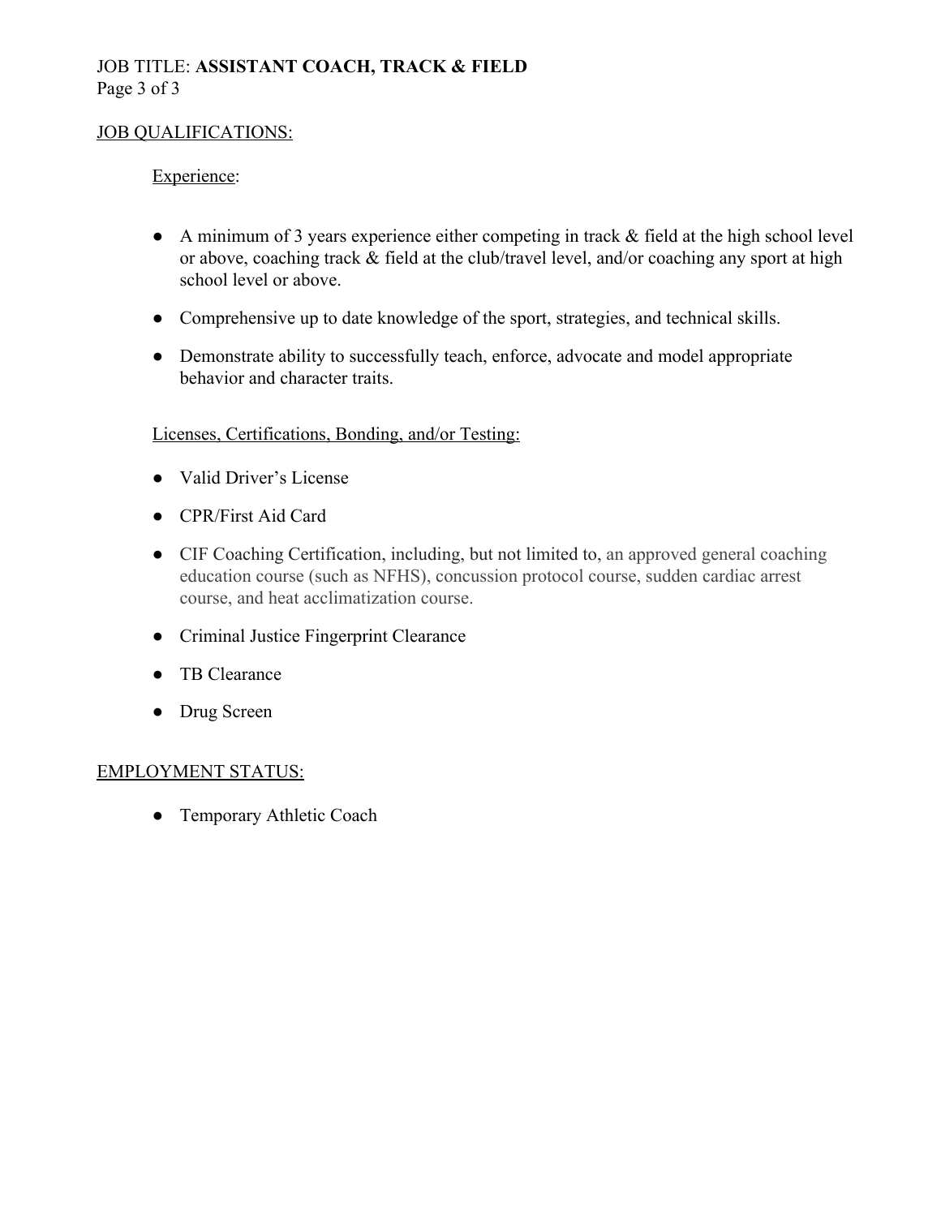## JOB QUALIFICATIONS:

### Experience:

- A minimum of 3 years experience either competing in track & field at the high school level or above, coaching track & field at the club/travel level, and/or coaching any sport at high school level or above.
- Comprehensive up to date knowledge of the sport, strategies, and technical skills.
- Demonstrate ability to successfully teach, enforce, advocate and model appropriate behavior and character traits.

### Licenses, Certifications, Bonding, and/or Testing:

- Valid Driver's License
- CPR/First Aid Card
- CIF Coaching Certification, including, but not limited to, an approved general coaching education course (such as NFHS), concussion protocol course, sudden cardiac arrest course, and heat acclimatization course.
- Criminal Justice Fingerprint Clearance
- TB Clearance
- Drug Screen

## EMPLOYMENT STATUS:

- Temporary Athletic Coach